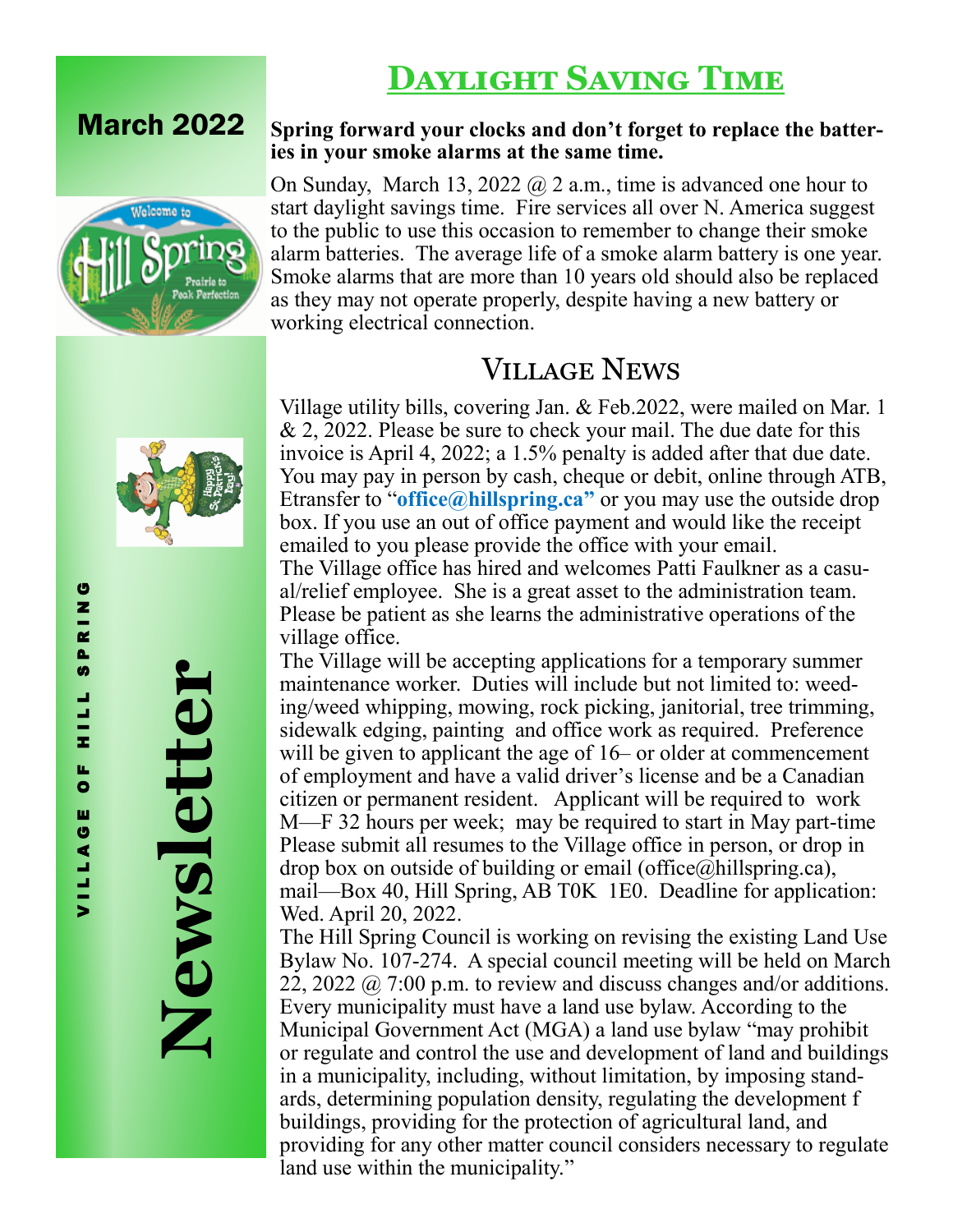# March 2022

# VILLAGE OF HILL SPRING Newsletter

## Daylight Saving Time

**Spring forward your clocks and don't forget to replace the batteries in your smoke alarms at the same time.**

On Sunday, March 13, 2022 @ 2 a.m., time is advanced one hour to start daylight savings time. Fire services all over N. America suggest to the public to use this occasion to remember to change their smoke alarm batteries. The average life of a smoke alarm battery is one year. Smoke alarms that are more than 10 years old should also be replaced as they may not operate properly, despite having a new battery or working electrical connection.

## Village News

Village utility bills, covering Jan. & Feb.2022, were mailed on Mar. 1 & 2, 2022. Please be sure to check your mail. The due date for this invoice is April 4, 2022; a 1.5% penalty is added after that due date. You may pay in person by cash, cheque or debit, online through ATB, Etransfer to "**office@hillspring.ca"** or you may use the outside drop box. If you use an out of office payment and would like the receipt emailed to you please provide the office with your email.

The Village office has hired and welcomes Patti Faulkner as a casual/relief employee. She is a great asset to the administration team. Please be patient as she learns the administrative operations of the village office.

The Village will be accepting applications for a temporary summer maintenance worker. Duties will include but not limited to: weeding/weed whipping, mowing, rock picking, janitorial, tree trimming, sidewalk edging, painting and office work as required. Preference will be given to applicant the age of 16– or older at commencement of employment and have a valid driver's license and be a Canadian citizen or permanent resident. Applicant will be required to work M—F 32 hours per week; may be required to start in May part-time Please submit all resumes to the Village office in person, or drop in drop box on outside of building or email (office@hillspring.ca), mail—Box 40, Hill Spring, AB T0K 1E0. Deadline for application: Wed. April 20, 2022.

The Hill Spring Council is working on revising the existing Land Use Bylaw No. 107-274. A special council meeting will be held on March 22, 2022 @ 7:00 p.m. to review and discuss changes and/or additions. Every municipality must have a land use bylaw. According to the Municipal Government Act (MGA) a land use bylaw "may prohibit or regulate and control the use and development of land and buildings in a municipality, including, without limitation, by imposing standards, determining population density, regulating the development f buildings, providing for the protection of agricultural land, and providing for any other matter council considers necessary to regulate land use within the municipality."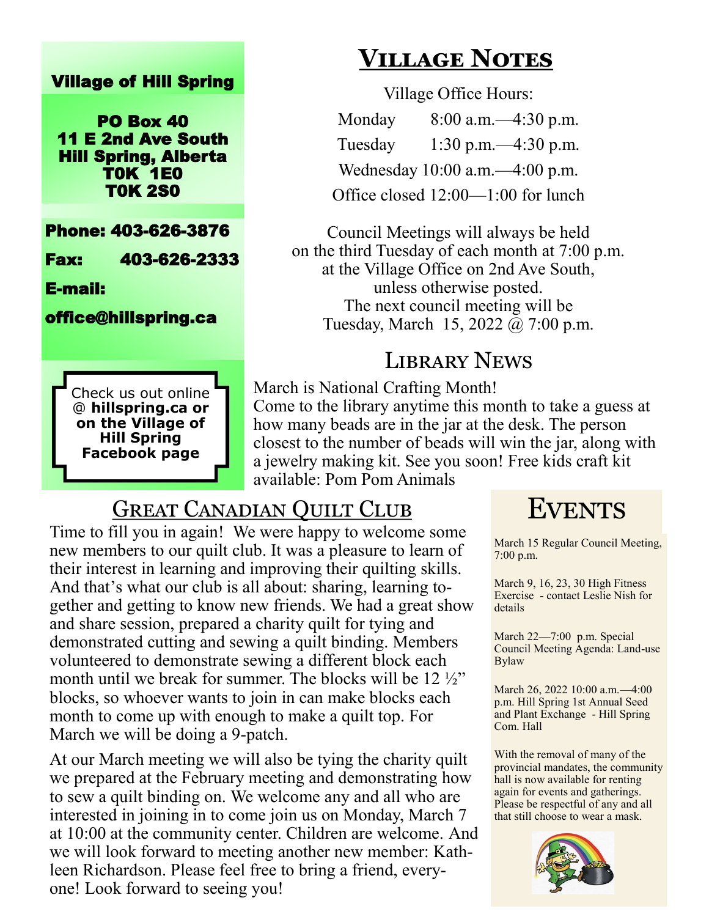**Village of Hill Spring**

**PO Box 40**
**11 E 2nd Ave South**
**Hill Spring, Alberta**
**T0K 1E0**
**T0K 2S0**

**Phone: 403-626-3876**

**Fax: 403-626-2333**

**E-mail:**

**office@hillspring.ca**

Check us out online @ **hillspring.ca or on the Village of Hill Spring Facebook page**

# Village Notes

Village Office Hours:

Monday 8:00 a.m.—4:30 p.m.

Tuesday 1:30 p.m.—4:30 p.m.

Wednesday 10:00 a.m.—4:00 p.m.

Office closed 12:00—1:00 for lunch

Council Meetings will always be held on the third Tuesday of each month at 7:00 p.m. at the Village Office on 2nd Ave South, unless otherwise posted.
The next council meeting will be Tuesday, March 15, 2022 @ 7:00 p.m.

## Library News

March is National Crafting Month!
Come to the library anytime this month to take a guess at how many beads are in the jar at the desk. The person closest to the number of beads will win the jar, along with a jewelry making kit. See you soon! Free kids craft kit available: Pom Pom Animals

## Great Canadian Quilt Club

Time to fill you in again! We were happy to welcome some new members to our quilt club. It was a pleasure to learn of their interest in learning and improving their quilting skills. And that's what our club is all about: sharing, learning together and getting to know new friends. We had a great show and share session, prepared a charity quilt for tying and demonstrated cutting and sewing a quilt binding. Members volunteered to demonstrate sewing a different block each month until we break for summer. The blocks will be 12 ½" blocks, so whoever wants to join in can make blocks each month to come up with enough to make a quilt top. For March we will be doing a 9-patch.

At our March meeting we will also be tying the charity quilt we prepared at the February meeting and demonstrating how to sew a quilt binding on. We welcome any and all who are interested in joining in to come join us on Monday, March 7 at 10:00 at the community center. Children are welcome. And we will look forward to meeting another new member: Kathleen Richardson. Please feel free to bring a friend, everyone! Look forward to seeing you!

## Events

March 15 Regular Council Meeting, 7:00 p.m.

March 9, 16, 23, 30 High Fitness Exercise - contact Leslie Nish for details

March 22—7:00 p.m. Special Council Meeting Agenda: Land-use Bylaw

March 26, 2022 10:00 a.m.—4:00 p.m. Hill Spring 1st Annual Seed and Plant Exchange - Hill Spring Com. Hall

With the removal of many of the provincial mandates, the community hall is now available for renting again for events and gatherings. Please be respectful of any and all that still choose to wear a mask.